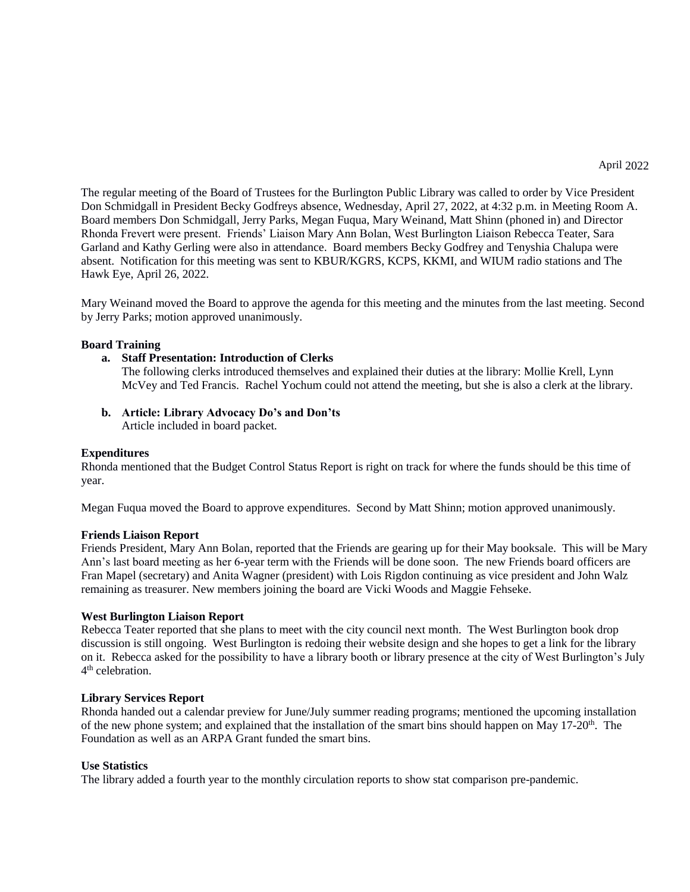April 2022

The regular meeting of the Board of Trustees for the Burlington Public Library was called to order by Vice President Don Schmidgall in President Becky Godfreys absence, Wednesday, April 27, 2022, at 4:32 p.m. in Meeting Room A. Board members Don Schmidgall, Jerry Parks, Megan Fuqua, Mary Weinand, Matt Shinn (phoned in) and Director Rhonda Frevert were present. Friends' Liaison Mary Ann Bolan, West Burlington Liaison Rebecca Teater, Sara Garland and Kathy Gerling were also in attendance. Board members Becky Godfrey and Tenyshia Chalupa were absent. Notification for this meeting was sent to KBUR/KGRS, KCPS, KKMI, and WIUM radio stations and The Hawk Eye, April 26, 2022.

Mary Weinand moved the Board to approve the agenda for this meeting and the minutes from the last meeting. Second by Jerry Parks; motion approved unanimously.

**Board Training**

a. **Staff Presentation: Introduction of Clerks**
   The following clerks introduced themselves and explained their duties at the library: Mollie Krell, Lynn McVey and Ted Francis. Rachel Yochum could not attend the meeting, but she is also a clerk at the library.

b. **Article: Library Advocacy Do's and Don'ts**
   Article included in board packet.

**Expenditures**

Rhonda mentioned that the Budget Control Status Report is right on track for where the funds should be this time of year.

Megan Fuqua moved the Board to approve expenditures. Second by Matt Shinn; motion approved unanimously.

**Friends Liaison Report**

Friends President, Mary Ann Bolan, reported that the Friends are gearing up for their May booksale. This will be Mary Ann's last board meeting as her 6-year term with the Friends will be done soon. The new Friends board officers are Fran Mapel (secretary) and Anita Wagner (president) with Lois Rigdon continuing as vice president and John Walz remaining as treasurer. New members joining the board are Vicki Woods and Maggie Fehseke.

**West Burlington Liaison Report**

Rebecca Teater reported that she plans to meet with the city council next month. The West Burlington book drop discussion is still ongoing. West Burlington is redoing their website design and she hopes to get a link for the library on it. Rebecca asked for the possibility to have a library booth or library presence at the city of West Burlington's July 4th celebration.

**Library Services Report**

Rhonda handed out a calendar preview for June/July summer reading programs; mentioned the upcoming installation of the new phone system; and explained that the installation of the smart bins should happen on May 17-20th. The Foundation as well as an ARPA Grant funded the smart bins.

**Use Statistics**

The library added a fourth year to the monthly circulation reports to show stat comparison pre-pandemic.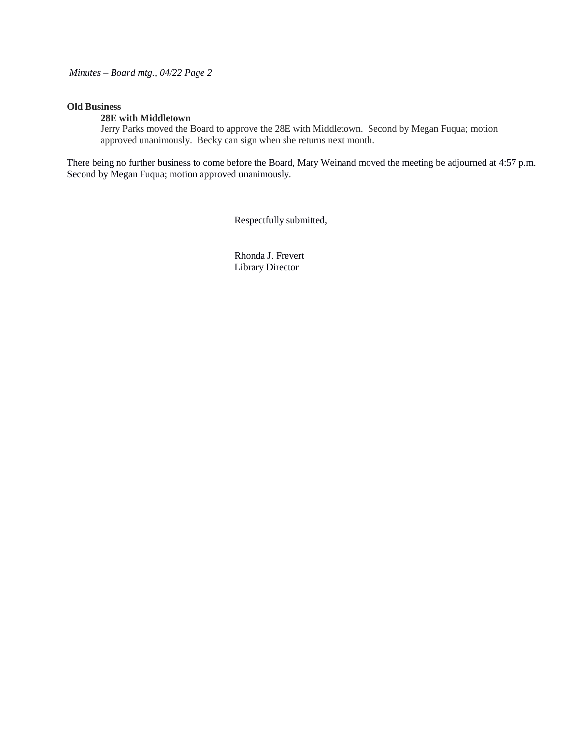**Old Business**

**28E with Middletown**

Jerry Parks moved the Board to approve the 28E with Middletown. Second by Megan Fuqua; motion approved unanimously. Becky can sign when she returns next month.

There being no further business to come before the Board, Mary Weinand moved the meeting be adjourned at 4:57 p.m. Second by Megan Fuqua; motion approved unanimously.

Respectfully submitted,

Rhonda J. Frevert
Library Director